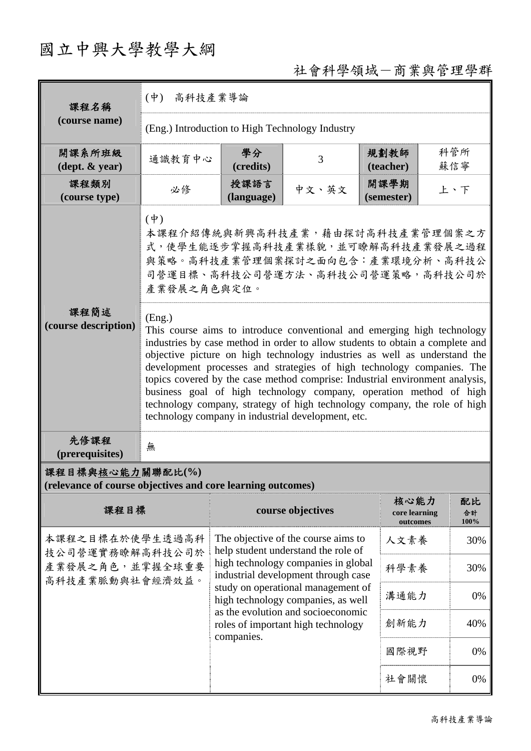# 國立中興大學教學大綱

社會科學領域－商業與管理學群

| | | | | | |
|---|---|---|---|---|---|
| 課程名稱 (course name) | (中) 高科技產業導論 | | | | |
| | (Eng.) Introduction to High Technology Industry | | | | |
| 開課系所班級 (dept. & year) | 通識教育中心 | 學分 (credits) | 3 | 規劃教師 (teacher) | 科管所 蘇信寧 |
| 課程類別 (course type) | 必修 | 授課語言 (language) | 中文、英文 | 開課學期 (semester) | 上、下 |
| 課程簡述 (course description) | (中) 本課程介紹傳統與新興高科技產業，藉由探討高科技產業管理個案之方式，使學生能逐步掌握高科技產業樣貌，並可瞭解高科技產業發展之過程與策略。高科技產業管理個案探討之面向包含：產業環境分析、高科技公司營運目標、高科技公司營運方法、高科技公司營運策略，高科技公司於產業發展之角色與定位。 | | | | |
| | (Eng.) This course aims to introduce conventional and emerging high technology industries by case method in order to allow students to obtain a complete and objective picture on high technology industries as well as understand the development processes and strategies of high technology companies. The topics covered by the case method comprise: Industrial environment analysis, business goal of high technology company, operation method of high technology company, strategy of high technology company, the role of high technology company in industrial development, etc. | | | | |
| 先修課程 (prerequisites) | 無 | | | | |

**課程目標與核心能力關聯配比(%)**
**(relevance of course objectives and core learning outcomes)**

| 課程目標 | course objectives | 核心能力 core learning outcomes | 配比 合計 100% |
|---|---|---|---|
| 本課程之目標在於使學生透過高科技公司營運實務瞭解高科技公司於產業發展之角色，並掌握全球重要高科技產業脈動與社會經濟效益。 | The objective of the course aims to help student understand the role of high technology companies in global industrial development through case study on operational management of high technology companies, as well as the evolution and socioeconomic roles of important high technology companies. | 人文素養 | 30% |
| | | 科學素養 | 30% |
| | | 溝通能力 | 0% |
| | | 創新能力 | 40% |
| | | 國際視野 | 0% |
| | | 社會關懷 | 0% |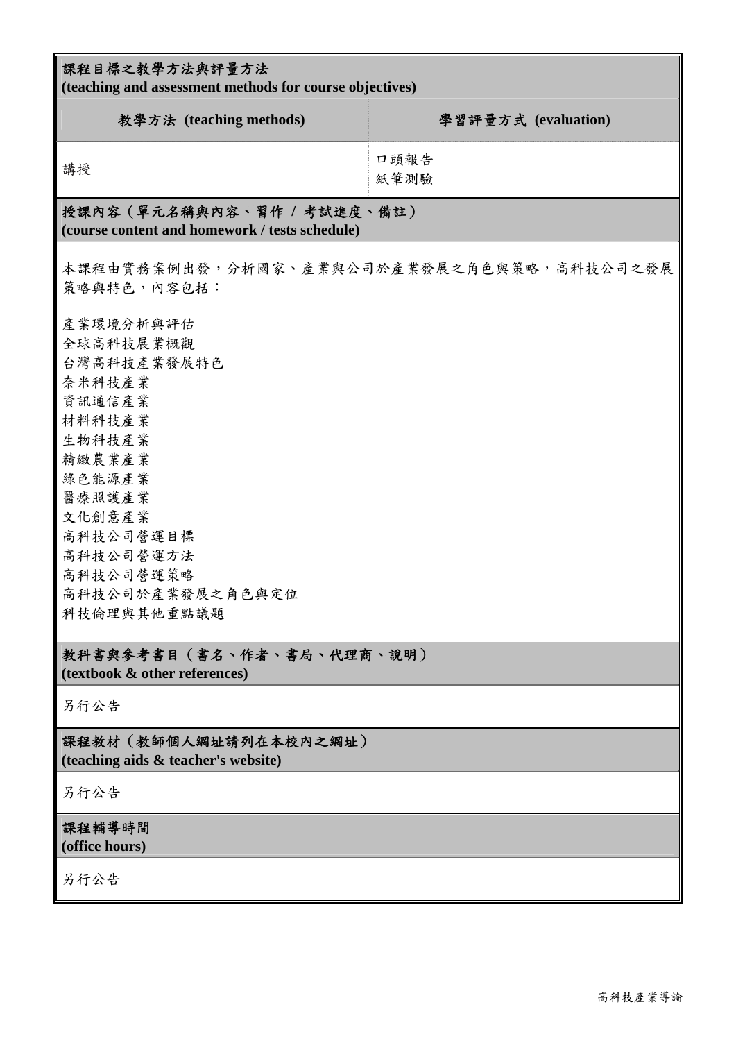## 課程目標之教學方法與評量方法
**(teaching and assessment methods for course objectives)**

| 教學方法 (teaching methods) | 學習評量方式 (evaluation) |
|---|---|
| 講授 | 口頭報告<br>紙筆測驗 |

## 授課內容（單元名稱與內容、習作 / 考試進度、備註）
**(course content and homework / tests schedule)**

本課程由實務案例出發，分析國家、產業與公司於產業發展之角色與策略，高科技公司之發展策略與特色，內容包括：

產業環境分析與評估
全球高科技展業概觀
台灣高科技產業發展特色
奈米科技產業
資訊通信產業
材料科技產業
生物科技產業
精緻農業產業
綠色能源產業
醫療照護產業
文化創意產業
高科技公司營運目標
高科技公司營運方法
高科技公司營運策略
高科技公司於產業發展之角色與定位
科技倫理與其他重點議題

## 教科書與參考書目（書名、作者、書局、代理商、說明）
**(textbook & other references)**

另行公告

## 課程教材（教師個人網址請列在本校內之網址）
**(teaching aids & teacher's website)**

另行公告

## 課程輔導時間
**(office hours)**

另行公告